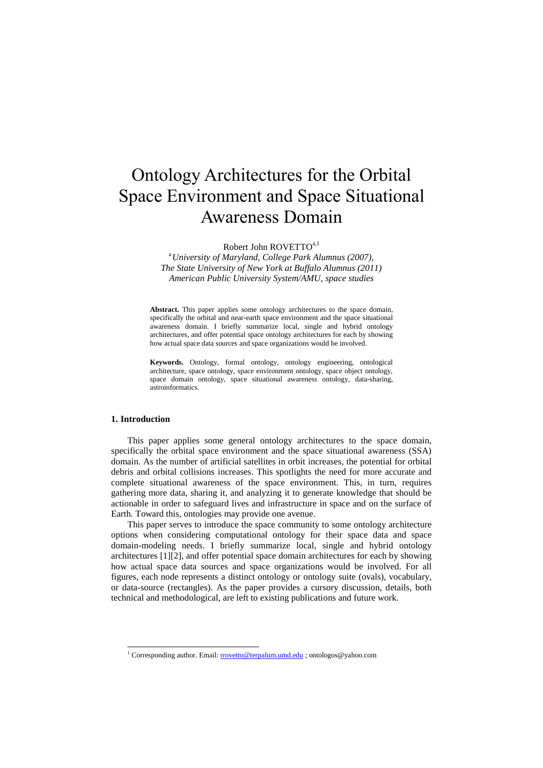# Ontology Architectures for the Orbital Space Environment and Space Situational Awareness Domain

Robert John ROVETTO[a,1]

[a] *University of Maryland, College Park Alumnus (2007), The State University of New York at Buffalo Alumnus (2011) American Public University System/AMU, space studies*

**Abstract.** This paper applies some ontology architectures to the space domain, specifically the orbital and near-earth space environment and the space situational awareness domain. I briefly summarize local, single and hybrid ontology architectures, and offer potential space ontology architectures for each by showing how actual space data sources and space organizations would be involved.

**Keywords.** Ontology, formal ontology, ontology engineering, ontological architecture, space ontology, space environment ontology, space object ontology, space domain ontology, space situational awareness ontology, data-sharing, astroinformatics.

## 1. Introduction

This paper applies some general ontology architectures to the space domain, specifically the orbital space environment and the space situational awareness (SSA) domain. As the number of artificial satellites in orbit increases, the potential for orbital debris and orbital collisions increases. This spotlights the need for more accurate and complete situational awareness of the space environment. This, in turn, requires gathering more data, sharing it, and analyzing it to generate knowledge that should be actionable in order to safeguard lives and infrastructure in space and on the surface of Earth. Toward this, ontologies may provide one avenue.

This paper serves to introduce the space community to some ontology architecture options when considering computational ontology for their space data and space domain-modeling needs. I briefly summarize local, single and hybrid ontology architectures [1][2], and offer potential space domain architectures for each by showing how actual space data sources and space organizations would be involved. For all figures, each node represents a distinct ontology or ontology suite (ovals), vocabulary, or data-source (rectangles). As the paper provides a cursory discussion, details, both technical and methodological, are left to existing publications and future work.

---

[1] Corresponding author. Email: rrovetto@terpalum.umd.edu ; ontologos@yahoo.com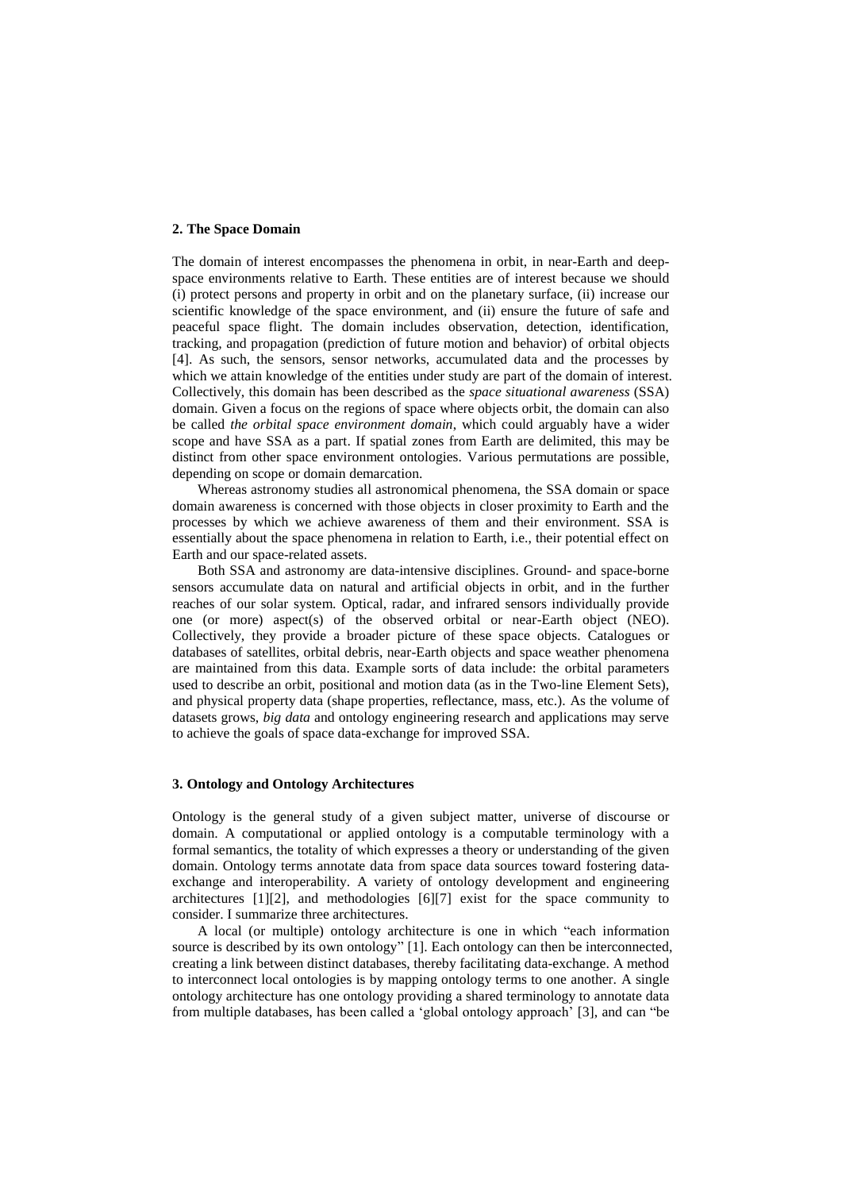## 2. The Space Domain

The domain of interest encompasses the phenomena in orbit, in near-Earth and deep-space environments relative to Earth. These entities are of interest because we should (i) protect persons and property in orbit and on the planetary surface, (ii) increase our scientific knowledge of the space environment, and (ii) ensure the future of safe and peaceful space flight. The domain includes observation, detection, identification, tracking, and propagation (prediction of future motion and behavior) of orbital objects [4]. As such, the sensors, sensor networks, accumulated data and the processes by which we attain knowledge of the entities under study are part of the domain of interest. Collectively, this domain has been described as the *space situational awareness* (SSA) domain. Given a focus on the regions of space where objects orbit, the domain can also be called *the orbital space environment domain*, which could arguably have a wider scope and have SSA as a part. If spatial zones from Earth are delimited, this may be distinct from other space environment ontologies. Various permutations are possible, depending on scope or domain demarcation.

Whereas astronomy studies all astronomical phenomena, the SSA domain or space domain awareness is concerned with those objects in closer proximity to Earth and the processes by which we achieve awareness of them and their environment. SSA is essentially about the space phenomena in relation to Earth, i.e., their potential effect on Earth and our space-related assets.

Both SSA and astronomy are data-intensive disciplines. Ground- and space-borne sensors accumulate data on natural and artificial objects in orbit, and in the further reaches of our solar system. Optical, radar, and infrared sensors individually provide one (or more) aspect(s) of the observed orbital or near-Earth object (NEO). Collectively, they provide a broader picture of these space objects. Catalogues or databases of satellites, orbital debris, near-Earth objects and space weather phenomena are maintained from this data. Example sorts of data include: the orbital parameters used to describe an orbit, positional and motion data (as in the Two-line Element Sets), and physical property data (shape properties, reflectance, mass, etc.). As the volume of datasets grows, *big data* and ontology engineering research and applications may serve to achieve the goals of space data-exchange for improved SSA.

## 3. Ontology and Ontology Architectures

Ontology is the general study of a given subject matter, universe of discourse or domain. A computational or applied ontology is a computable terminology with a formal semantics, the totality of which expresses a theory or understanding of the given domain. Ontology terms annotate data from space data sources toward fostering data-exchange and interoperability. A variety of ontology development and engineering architectures [1][2], and methodologies [6][7] exist for the space community to consider. I summarize three architectures.

A local (or multiple) ontology architecture is one in which "each information source is described by its own ontology" [1]. Each ontology can then be interconnected, creating a link between distinct databases, thereby facilitating data-exchange. A method to interconnect local ontologies is by mapping ontology terms to one another. A single ontology architecture has one ontology providing a shared terminology to annotate data from multiple databases, has been called a 'global ontology approach' [3], and can "be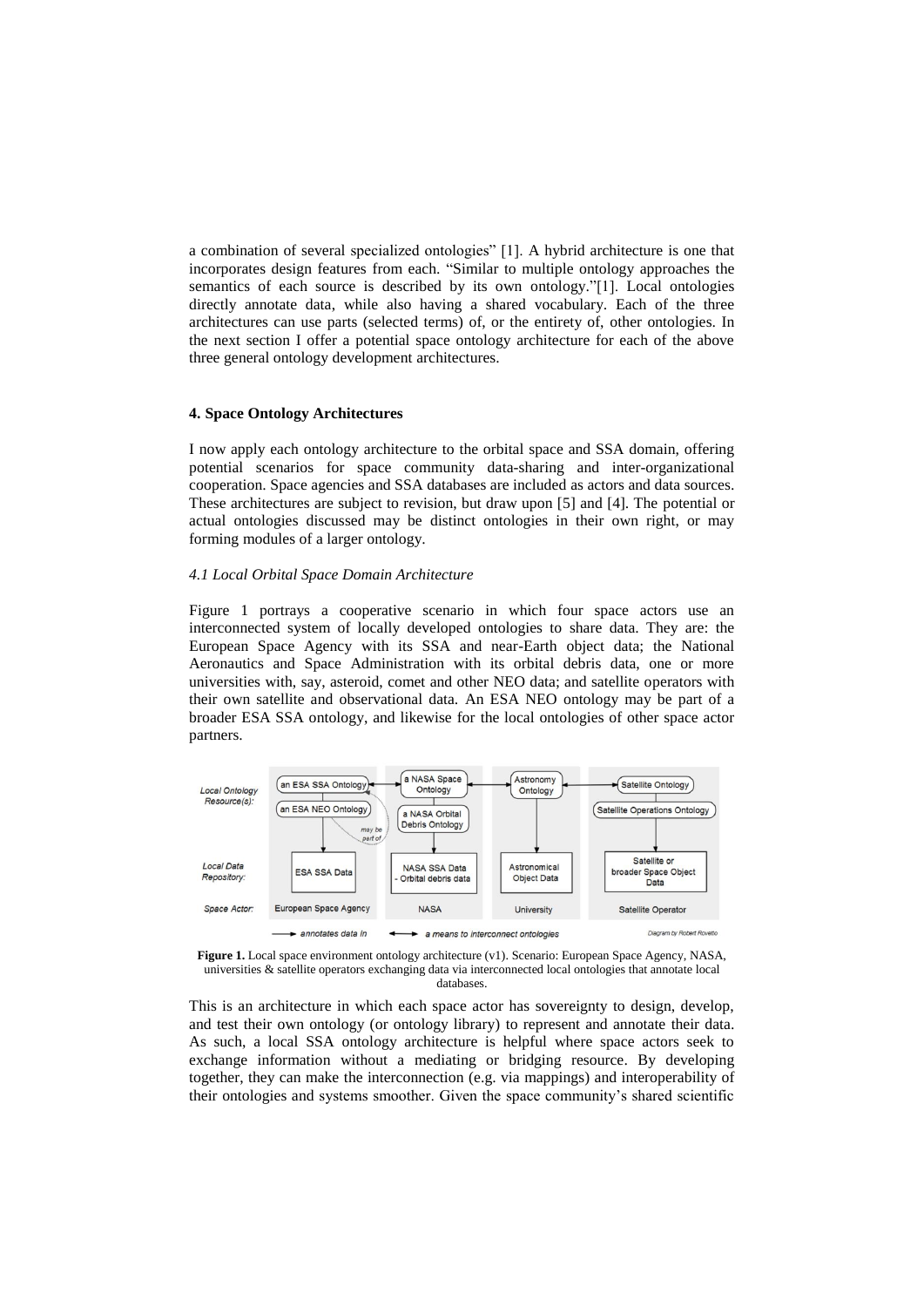a combination of several specialized ontologies" [1]. A hybrid architecture is one that incorporates design features from each. "Similar to multiple ontology approaches the semantics of each source is described by its own ontology."[1]. Local ontologies directly annotate data, while also having a shared vocabulary. Each of the three architectures can use parts (selected terms) of, or the entirety of, other ontologies. In the next section I offer a potential space ontology architecture for each of the above three general ontology development architectures.

## 4. Space Ontology Architectures

I now apply each ontology architecture to the orbital space and SSA domain, offering potential scenarios for space community data-sharing and inter-organizational cooperation. Space agencies and SSA databases are included as actors and data sources. These architectures are subject to revision, but draw upon [5] and [4]. The potential or actual ontologies discussed may be distinct ontologies in their own right, or may forming modules of a larger ontology.

### *4.1 Local Orbital Space Domain Architecture*

Figure 1 portrays a cooperative scenario in which four space actors use an interconnected system of locally developed ontologies to share data. They are: the European Space Agency with its SSA and near-Earth object data; the National Aeronautics and Space Administration with its orbital debris data, one or more universities with, say, asteroid, comet and other NEO data; and satellite operators with their own satellite and observational data. An ESA NEO ontology may be part of a broader ESA SSA ontology, and likewise for the local ontologies of other space actor partners.

**Figure 1.** Local space environment ontology architecture (v1). Scenario: European Space Agency, NASA, universities & satellite operators exchanging data via interconnected local ontologies that annotate local databases.

This is an architecture in which each space actor has sovereignty to design, develop, and test their own ontology (or ontology library) to represent and annotate their data. As such, a local SSA ontology architecture is helpful where space actors seek to exchange information without a mediating or bridging resource. By developing together, they can make the interconnection (e.g. via mappings) and interoperability of their ontologies and systems smoother. Given the space community's shared scientific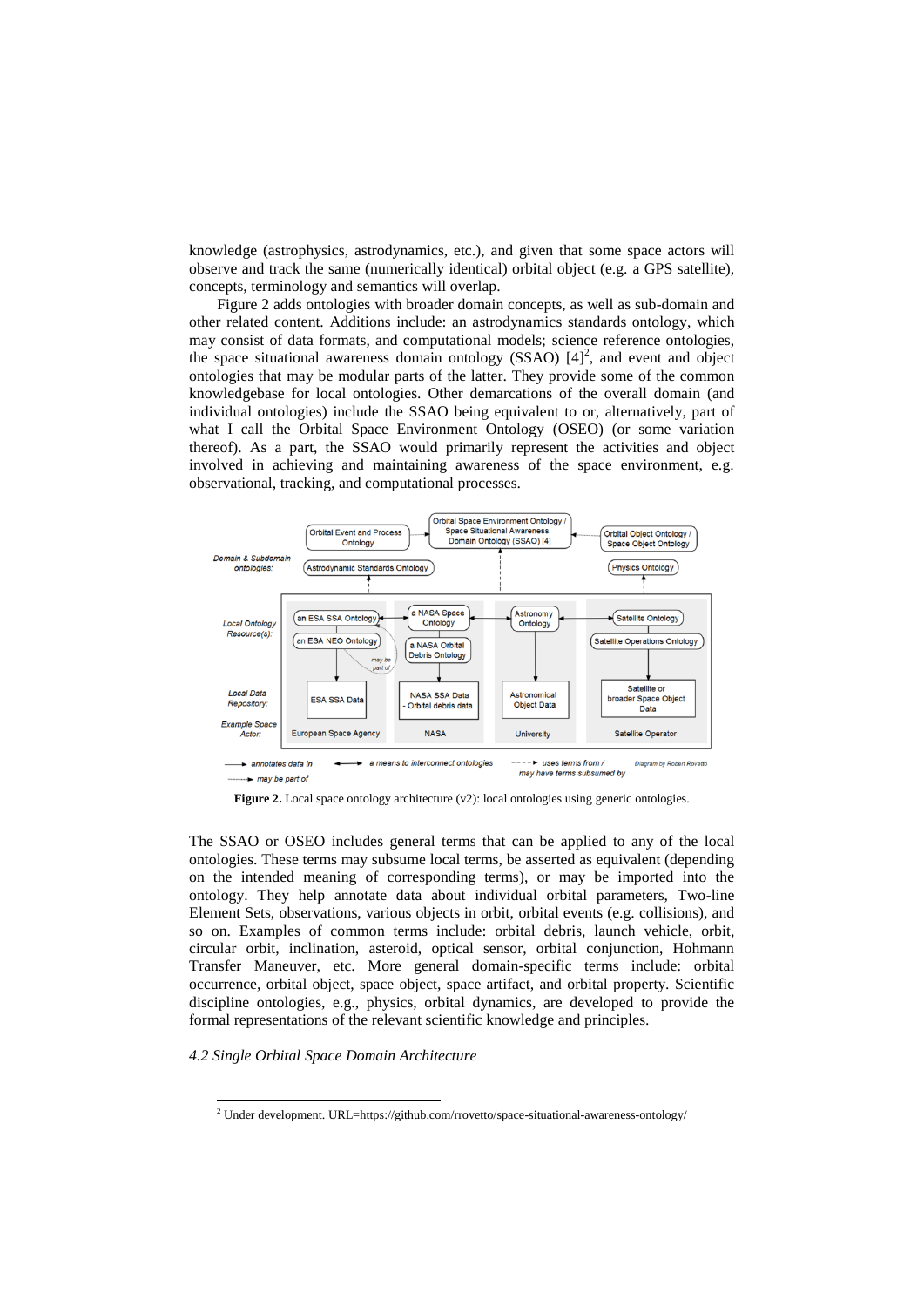knowledge (astrophysics, astrodynamics, etc.), and given that some space actors will observe and track the same (numerically identical) orbital object (e.g. a GPS satellite), concepts, terminology and semantics will overlap.

Figure 2 adds ontologies with broader domain concepts, as well as sub-domain and other related content. Additions include: an astrodynamics standards ontology, which may consist of data formats, and computational models; science reference ontologies, the space situational awareness domain ontology (SSAO) [4][2], and event and object ontologies that may be modular parts of the latter. They provide some of the common knowledgebase for local ontologies. Other demarcations of the overall domain (and individual ontologies) include the SSAO being equivalent to or, alternatively, part of what I call the Orbital Space Environment Ontology (OSEO) (or some variation thereof). As a part, the SSAO would primarily represent the activities and object involved in achieving and maintaining awareness of the space environment, e.g. observational, tracking, and computational processes.

**Figure 2.** Local space ontology architecture (v2): local ontologies using generic ontologies.

The SSAO or OSEO includes general terms that can be applied to any of the local ontologies. These terms may subsume local terms, be asserted as equivalent (depending on the intended meaning of corresponding terms), or may be imported into the ontology. They help annotate data about individual orbital parameters, Two-line Element Sets, observations, various objects in orbit, orbital events (e.g. collisions), and so on. Examples of common terms include: orbital debris, launch vehicle, orbit, circular orbit, inclination, asteroid, optical sensor, orbital conjunction, Hohmann Transfer Maneuver, etc. More general domain-specific terms include: orbital occurrence, orbital object, space object, space artifact, and orbital property. Scientific discipline ontologies, e.g., physics, orbital dynamics, are developed to provide the formal representations of the relevant scientific knowledge and principles.

*4.2 Single Orbital Space Domain Architecture*

[2] Under development. URL=https://github.com/rrovetto/space-situational-awareness-ontology/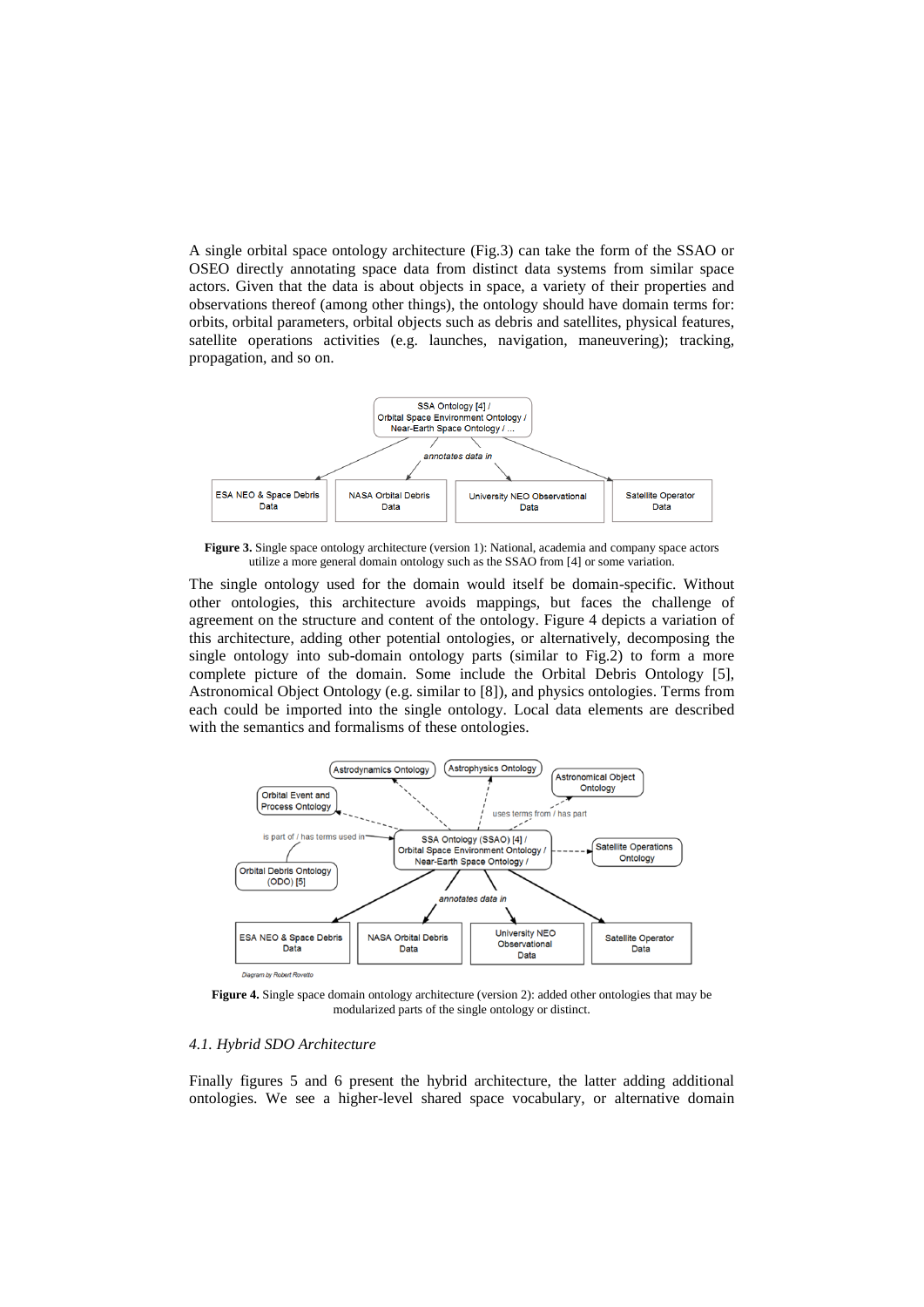A single orbital space ontology architecture (Fig.3) can take the form of the SSAO or OSEO directly annotating space data from distinct data systems from similar space actors. Given that the data is about objects in space, a variety of their properties and observations thereof (among other things), the ontology should have domain terms for: orbits, orbital parameters, orbital objects such as debris and satellites, physical features, satellite operations activities (e.g. launches, navigation, maneuvering); tracking, propagation, and so on.

**Figure 3.** Single space ontology architecture (version 1): National, academia and company space actors utilize a more general domain ontology such as the SSAO from [4] or some variation.

The single ontology used for the domain would itself be domain-specific. Without other ontologies, this architecture avoids mappings, but faces the challenge of agreement on the structure and content of the ontology. Figure 4 depicts a variation of this architecture, adding other potential ontologies, or alternatively, decomposing the single ontology into sub-domain ontology parts (similar to Fig.2) to form a more complete picture of the domain. Some include the Orbital Debris Ontology [5], Astronomical Object Ontology (e.g. similar to [8]), and physics ontologies. Terms from each could be imported into the single ontology. Local data elements are described with the semantics and formalisms of these ontologies.

**Figure 4.** Single space domain ontology architecture (version 2): added other ontologies that may be modularized parts of the single ontology or distinct.

### *4.1. Hybrid SDO Architecture*

Finally figures 5 and 6 present the hybrid architecture, the latter adding additional ontologies. We see a higher-level shared space vocabulary, or alternative domain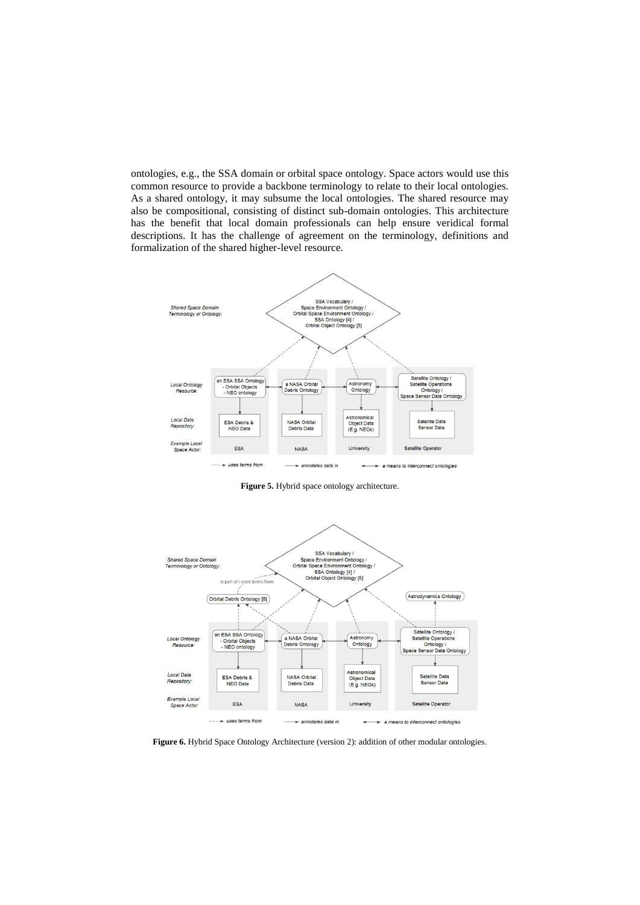ontologies, e.g., the SSA domain or orbital space ontology. Space actors would use this common resource to provide a backbone terminology to relate to their local ontologies. As a shared ontology, it may subsume the local ontologies. The shared resource may also be compositional, consisting of distinct sub-domain ontologies. This architecture has the benefit that local domain professionals can help ensure veridical formal descriptions. It has the challenge of agreement on the terminology, definitions and formalization of the shared higher-level resource.

**Figure 5.** Hybrid space ontology architecture.

**Figure 6.** Hybrid Space Ontology Architecture (version 2): addition of other modular ontologies.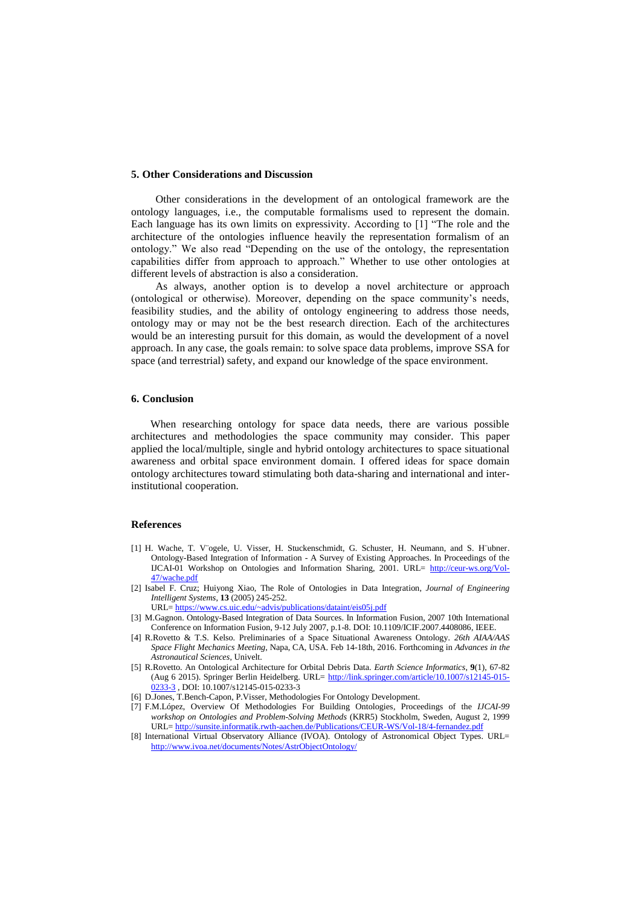## 5. Other Considerations and Discussion

Other considerations in the development of an ontological framework are the ontology languages, i.e., the computable formalisms used to represent the domain. Each language has its own limits on expressivity. According to [1] "The role and the architecture of the ontologies influence heavily the representation formalism of an ontology." We also read "Depending on the use of the ontology, the representation capabilities differ from approach to approach." Whether to use other ontologies at different levels of abstraction is also a consideration.

As always, another option is to develop a novel architecture or approach (ontological or otherwise). Moreover, depending on the space community's needs, feasibility studies, and the ability of ontology engineering to address those needs, ontology may or may not be the best research direction. Each of the architectures would be an interesting pursuit for this domain, as would the development of a novel approach. In any case, the goals remain: to solve space data problems, improve SSA for space (and terrestrial) safety, and expand our knowledge of the space environment.

## 6. Conclusion

When researching ontology for space data needs, there are various possible architectures and methodologies the space community may consider. This paper applied the local/multiple, single and hybrid ontology architectures to space situational awareness and orbital space environment domain. I offered ideas for space domain ontology architectures toward stimulating both data-sharing and international and inter-institutional cooperation.

## References

[1] H. Wache, T. V¨ogele, U. Visser, H. Stuckenschmidt, G. Schuster, H. Neumann, and S. H¨ubner. Ontology-Based Integration of Information - A Survey of Existing Approaches. In Proceedings of the IJCAI-01 Workshop on Ontologies and Information Sharing, 2001. URL= http://ceur-ws.org/Vol-47/wache.pdf

[2] Isabel F. Cruz; Huiyong Xiao, The Role of Ontologies in Data Integration, *Journal of Engineering Intelligent Systems*, **13** (2005) 245-252. URL= https://www.cs.uic.edu/~advis/publications/dataint/eis05j.pdf

[3] M.Gagnon. Ontology-Based Integration of Data Sources. In Information Fusion, 2007 10th International Conference on Information Fusion, 9-12 July 2007, p.1-8. DOI: 10.1109/ICIF.2007.4408086, IEEE.

[4] R.Rovetto & T.S. Kelso. Preliminaries of a Space Situational Awareness Ontology. *26th AIAA/AAS Space Flight Mechanics Meeting*, Napa, CA, USA. Feb 14-18th, 2016. Forthcoming in *Advances in the Astronautical Sciences*, Univelt.

[5] R.Rovetto. An Ontological Architecture for Orbital Debris Data. *Earth Science Informatics*, **9**(1), 67-82 (Aug 6 2015). Springer Berlin Heidelberg. URL= http://link.springer.com/article/10.1007/s12145-015-0233-3 , DOI: 10.1007/s12145-015-0233-3

[6] D.Jones, T.Bench-Capon, P.Visser, Methodologies For Ontology Development.

[7] F.M.López, Overview Of Methodologies For Building Ontologies, Proceedings of the *IJCAI-99 workshop on Ontologies and Problem-Solving Methods* (KRR5) Stockholm, Sweden, August 2, 1999 URL= http://sunsite.informatik.rwth-aachen.de/Publications/CEUR-WS/Vol-18/4-fernandez.pdf

[8] International Virtual Observatory Alliance (IVOA). Ontology of Astronomical Object Types. URL= http://www.ivoa.net/documents/Notes/AstrObjectOntology/